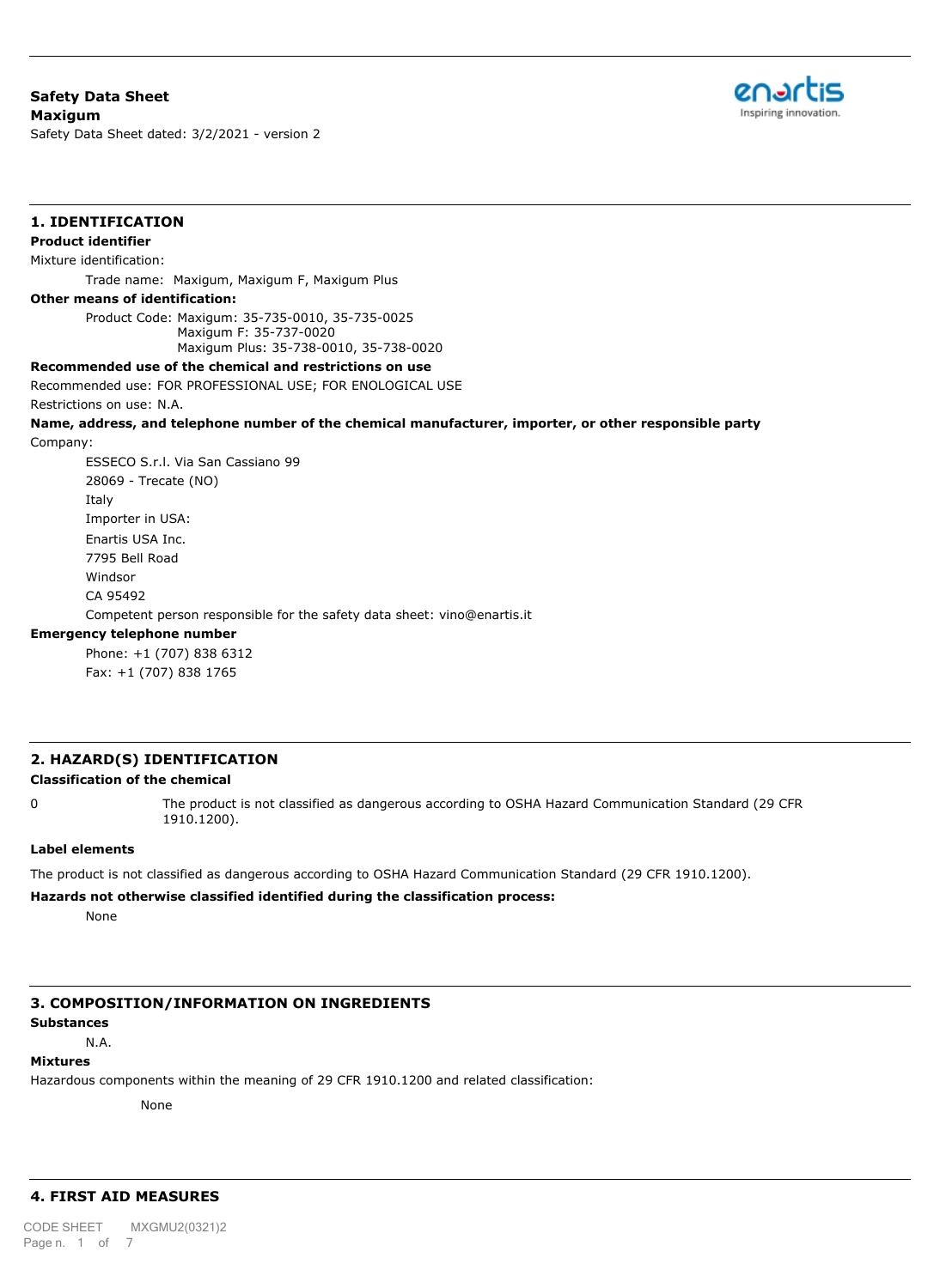**Safety Data Sheet**
**Maxigum**
Safety Data Sheet dated: 3/2/2021 - version 2

## 1. IDENTIFICATION

**Product identifier**

Mixture identification:

Trade name: Maxigum, Maxigum F, Maxigum Plus

**Other means of identification:**

Product Code: Maxigum: 35-735-0010, 35-735-0025
Maxigum F: 35-737-0020
Maxigum Plus: 35-738-0010, 35-738-0020

**Recommended use of the chemical and restrictions on use**

Recommended use: FOR PROFESSIONAL USE; FOR ENOLOGICAL USE

Restrictions on use: N.A.

**Name, address, and telephone number of the chemical manufacturer, importer, or other responsible party**

Company:

ESSECO S.r.l. Via San Cassiano 99
28069 - Trecate (NO)
Italy
Importer in USA:
Enartis USA Inc.
7795 Bell Road
Windsor
CA 95492
Competent person responsible for the safety data sheet: vino@enartis.it

**Emergency telephone number**

Phone: +1 (707) 838 6312
Fax: +1 (707) 838 1765

## 2. HAZARD(S) IDENTIFICATION

**Classification of the chemical**

0 The product is not classified as dangerous according to OSHA Hazard Communication Standard (29 CFR 1910.1200).

**Label elements**

The product is not classified as dangerous according to OSHA Hazard Communication Standard (29 CFR 1910.1200).

**Hazards not otherwise classified identified during the classification process:**

None

## 3. COMPOSITION/INFORMATION ON INGREDIENTS

**Substances**

N.A.

**Mixtures**

Hazardous components within the meaning of 29 CFR 1910.1200 and related classification:

None

## 4. FIRST AID MEASURES

CODE SHEET MXGMU2(0321)2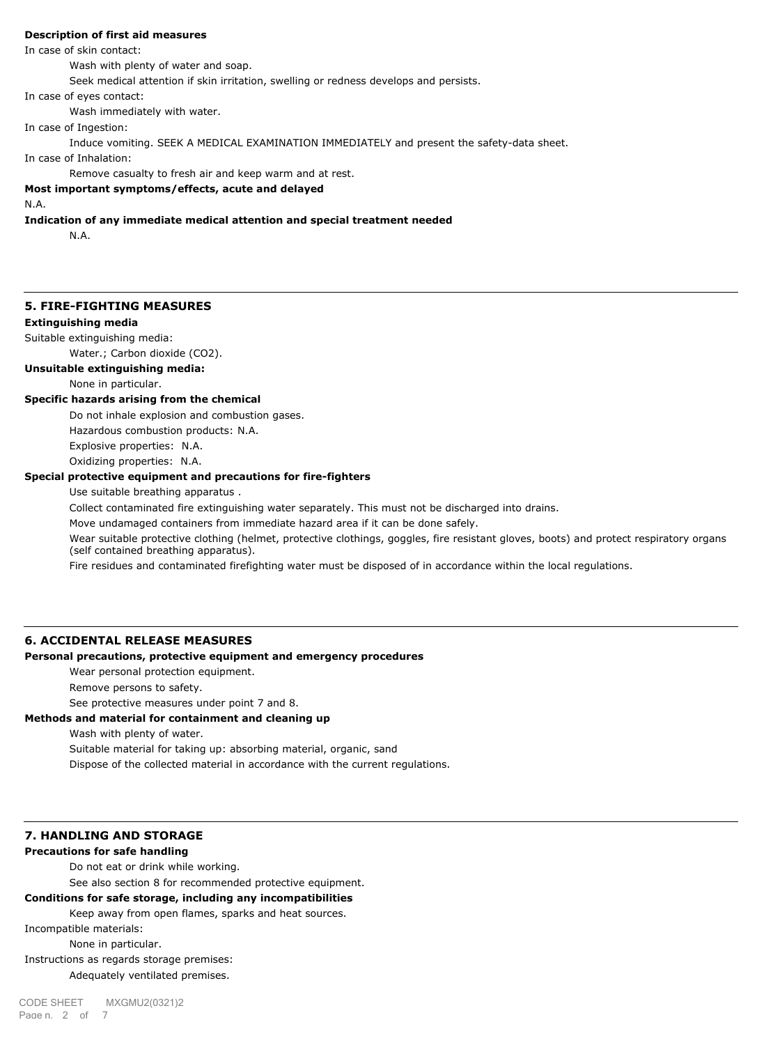**Description of first aid measures**

In case of skin contact:

Wash with plenty of water and soap.

Seek medical attention if skin irritation, swelling or redness develops and persists.

In case of eyes contact:

Wash immediately with water.

In case of Ingestion:

Induce vomiting. SEEK A MEDICAL EXAMINATION IMMEDIATELY and present the safety-data sheet.

In case of Inhalation:

Remove casualty to fresh air and keep warm and at rest.

**Most important symptoms/effects, acute and delayed**

N.A.

**Indication of any immediate medical attention and special treatment needed**

N.A.

## 5. FIRE-FIGHTING MEASURES

**Extinguishing media**

Suitable extinguishing media:

Water.; Carbon dioxide ($CO_2$).

**Unsuitable extinguishing media:**

None in particular.

**Specific hazards arising from the chemical**

Do not inhale explosion and combustion gases.

Hazardous combustion products: N.A.

Explosive properties: N.A.

Oxidizing properties: N.A.

**Special protective equipment and precautions for fire-fighters**

Use suitable breathing apparatus .

Collect contaminated fire extinguishing water separately. This must not be discharged into drains.

Move undamaged containers from immediate hazard area if it can be done safely.

Wear suitable protective clothing (helmet, protective clothings, goggles, fire resistant gloves, boots) and protect respiratory organs (self contained breathing apparatus).

Fire residues and contaminated firefighting water must be disposed of in accordance within the local regulations.

## 6. ACCIDENTAL RELEASE MEASURES

**Personal precautions, protective equipment and emergency procedures**

Wear personal protection equipment.

Remove persons to safety.

See protective measures under point 7 and 8.

**Methods and material for containment and cleaning up**

Wash with plenty of water.

Suitable material for taking up: absorbing material, organic, sand

Dispose of the collected material in accordance with the current regulations.

## 7. HANDLING AND STORAGE

**Precautions for safe handling**

Do not eat or drink while working.

See also section 8 for recommended protective equipment.

**Conditions for safe storage, including any incompatibilities**

Keep away from open flames, sparks and heat sources.

Incompatible materials:

None in particular.

Instructions as regards storage premises:

Adequately ventilated premises.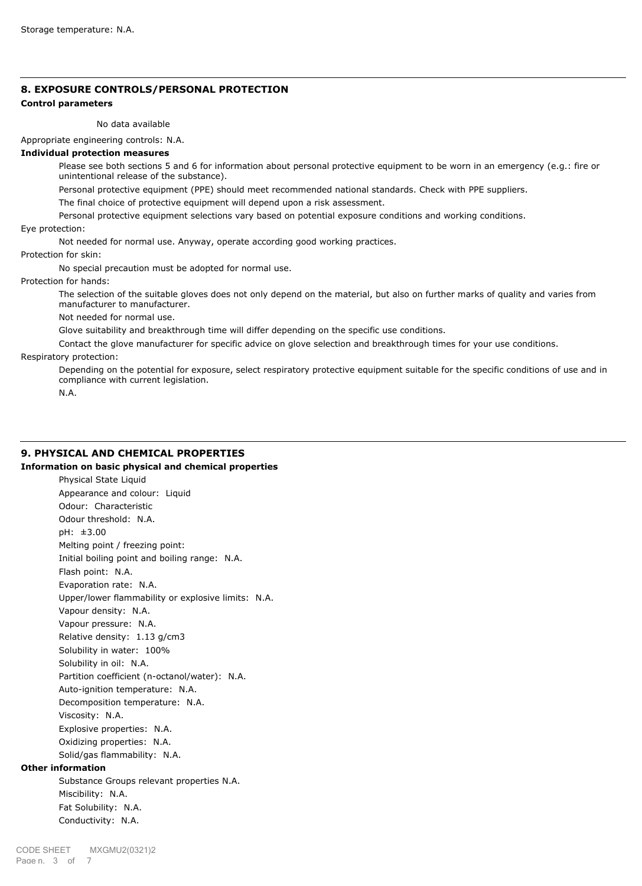Storage temperature: N.A.

## 8. EXPOSURE CONTROLS/PERSONAL PROTECTION

**Control parameters**

No data available

Appropriate engineering controls: N.A.

**Individual protection measures**

Please see both sections 5 and 6 for information about personal protective equipment to be worn in an emergency (e.g.: fire or unintentional release of the substance).

Personal protective equipment (PPE) should meet recommended national standards. Check with PPE suppliers.

The final choice of protective equipment will depend upon a risk assessment.

Personal protective equipment selections vary based on potential exposure conditions and working conditions.

Eye protection:

Not needed for normal use. Anyway, operate according good working practices.

Protection for skin:

No special precaution must be adopted for normal use.

Protection for hands:

The selection of the suitable gloves does not only depend on the material, but also on further marks of quality and varies from manufacturer to manufacturer.

Not needed for normal use.

Glove suitability and breakthrough time will differ depending on the specific use conditions.

Contact the glove manufacturer for specific advice on glove selection and breakthrough times for your use conditions.

Respiratory protection:

Depending on the potential for exposure, select respiratory protective equipment suitable for the specific conditions of use and in compliance with current legislation.

N.A.

## 9. PHYSICAL AND CHEMICAL PROPERTIES

**Information on basic physical and chemical properties**

Physical State Liquid

Appearance and colour: Liquid

Odour: Characteristic

Odour threshold: N.A.

pH: ±3.00

Melting point / freezing point:

Initial boiling point and boiling range: N.A.

Flash point: N.A.

Evaporation rate: N.A.

Upper/lower flammability or explosive limits: N.A.

Vapour density: N.A.

Vapour pressure: N.A.

Relative density: 1.13 g/cm3

Solubility in water: 100%

Solubility in oil: N.A.

Partition coefficient (n-octanol/water): N.A.

Auto-ignition temperature: N.A.

Decomposition temperature: N.A.

Viscosity: N.A.

Explosive properties: N.A.

Oxidizing properties: N.A.

Solid/gas flammability: N.A.

**Other information**

Substance Groups relevant properties N.A.

Miscibility: N.A.

Fat Solubility: N.A.

Conductivity: N.A.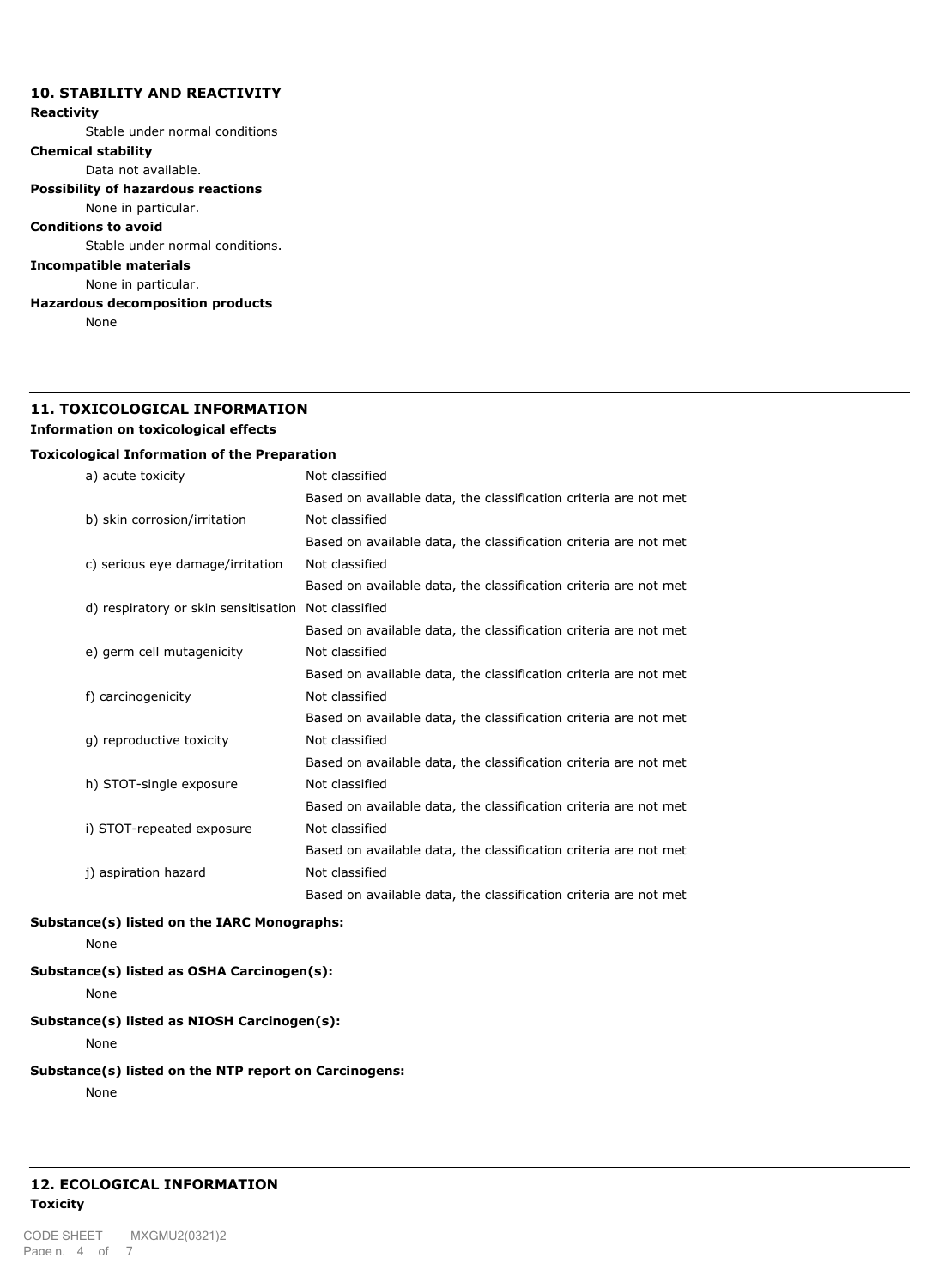## 10. STABILITY AND REACTIVITY

**Reactivity**

Stable under normal conditions

**Chemical stability**

Data not available.

**Possibility of hazardous reactions**

None in particular.

**Conditions to avoid**

Stable under normal conditions.

**Incompatible materials**

None in particular.

**Hazardous decomposition products**

None

## 11. TOXICOLOGICAL INFORMATION

**Information on toxicological effects**

**Toxicological Information of the Preparation**

| | |
|---|---|
| a) acute toxicity | Not classified |
| | Based on available data, the classification criteria are not met |
| b) skin corrosion/irritation | Not classified |
| | Based on available data, the classification criteria are not met |
| c) serious eye damage/irritation | Not classified |
| | Based on available data, the classification criteria are not met |
| d) respiratory or skin sensitisation | Not classified |
| | Based on available data, the classification criteria are not met |
| e) germ cell mutagenicity | Not classified |
| | Based on available data, the classification criteria are not met |
| f) carcinogenicity | Not classified |
| | Based on available data, the classification criteria are not met |
| g) reproductive toxicity | Not classified |
| | Based on available data, the classification criteria are not met |
| h) STOT-single exposure | Not classified |
| | Based on available data, the classification criteria are not met |
| i) STOT-repeated exposure | Not classified |
| | Based on available data, the classification criteria are not met |
| j) aspiration hazard | Not classified |
| | Based on available data, the classification criteria are not met |

**Substance(s) listed on the IARC Monographs:**

None

**Substance(s) listed as OSHA Carcinogen(s):**

None

**Substance(s) listed as NIOSH Carcinogen(s):**

None

**Substance(s) listed on the NTP report on Carcinogens:**

None

## 12. ECOLOGICAL INFORMATION

**Toxicity**

CODE SHEET MXGMU2(0321)2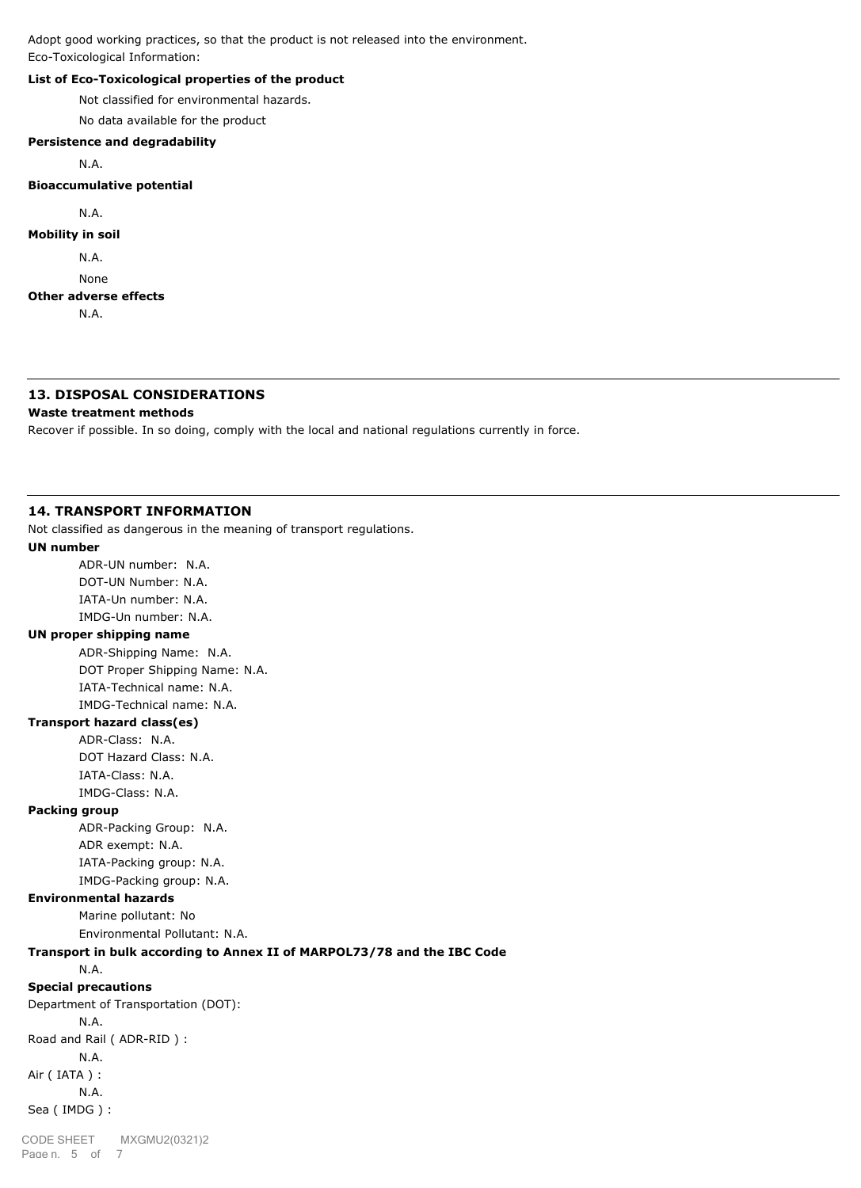Adopt good working practices, so that the product is not released into the environment.

Eco-Toxicological Information:

**List of Eco-Toxicological properties of the product**

Not classified for environmental hazards.

No data available for the product

**Persistence and degradability**

N.A.

**Bioaccumulative potential**

N.A.

**Mobility in soil**

N.A.

None

**Other adverse effects**

N.A.

## 13. DISPOSAL CONSIDERATIONS

**Waste treatment methods**

Recover if possible. In so doing, comply with the local and national regulations currently in force.

## 14. TRANSPORT INFORMATION

Not classified as dangerous in the meaning of transport regulations.

**UN number**

ADR-UN number: N.A.
DOT-UN Number: N.A.
IATA-Un number: N.A.
IMDG-Un number: N.A.

**UN proper shipping name**

ADR-Shipping Name: N.A.
DOT Proper Shipping Name: N.A.
IATA-Technical name: N.A.
IMDG-Technical name: N.A.

**Transport hazard class(es)**

ADR-Class: N.A.
DOT Hazard Class: N.A.
IATA-Class: N.A.
IMDG-Class: N.A.

**Packing group**

ADR-Packing Group: N.A.
ADR exempt: N.A.
IATA-Packing group: N.A.
IMDG-Packing group: N.A.

**Environmental hazards**

Marine pollutant: No
Environmental Pollutant: N.A.

**Transport in bulk according to Annex II of MARPOL73/78 and the IBC Code**

N.A.

**Special precautions**

Department of Transportation (DOT):

N.A.

Road and Rail ( ADR-RID ) :

N.A.

Air ( IATA ) :

N.A.

Sea ( IMDG ) :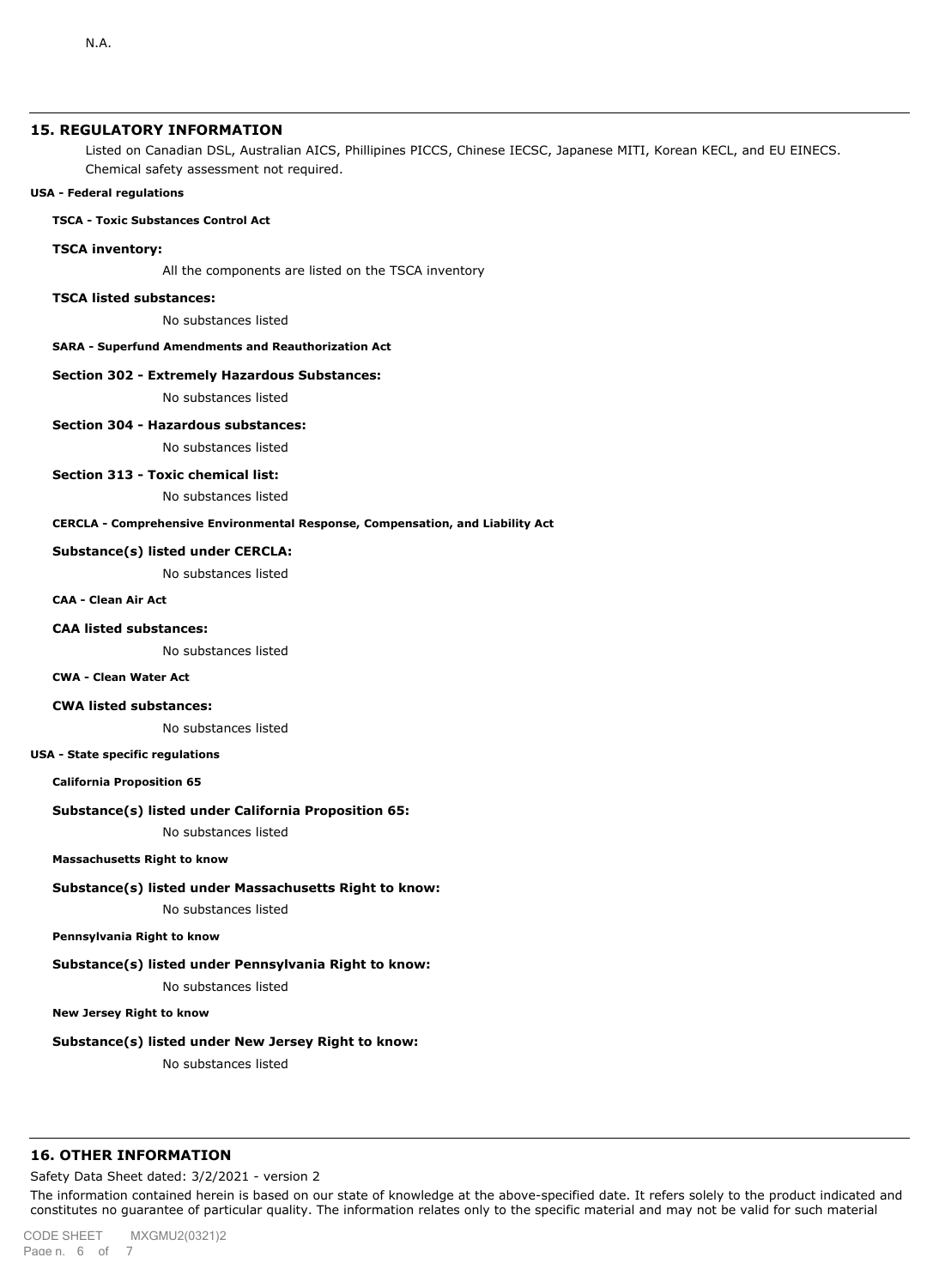N.A.

## 15. REGULATORY INFORMATION

Listed on Canadian DSL, Australian AICS, Phillipines PICCS, Chinese IECSC, Japanese MITI, Korean KECL, and EU EINECS.
Chemical safety assessment not required.

**USA - Federal regulations**

**TSCA - Toxic Substances Control Act**

**TSCA inventory:**

All the components are listed on the TSCA inventory

**TSCA listed substances:**

No substances listed

**SARA - Superfund Amendments and Reauthorization Act**

**Section 302 - Extremely Hazardous Substances:**

No substances listed

**Section 304 - Hazardous substances:**

No substances listed

**Section 313 - Toxic chemical list:**

No substances listed

**CERCLA - Comprehensive Environmental Response, Compensation, and Liability Act**

**Substance(s) listed under CERCLA:**

No substances listed

**CAA - Clean Air Act**

**CAA listed substances:**

No substances listed

**CWA - Clean Water Act**

**CWA listed substances:**

No substances listed

**USA - State specific regulations**

**California Proposition 65**

**Substance(s) listed under California Proposition 65:**

No substances listed

**Massachusetts Right to know**

**Substance(s) listed under Massachusetts Right to know:**

No substances listed

**Pennsylvania Right to know**

**Substance(s) listed under Pennsylvania Right to know:**

No substances listed

**New Jersey Right to know**

**Substance(s) listed under New Jersey Right to know:**

No substances listed

## 16. OTHER INFORMATION

Safety Data Sheet dated: 3/2/2021 - version 2

The information contained herein is based on our state of knowledge at the above-specified date. It refers solely to the product indicated and constitutes no guarantee of particular quality. The information relates only to the specific material and may not be valid for such material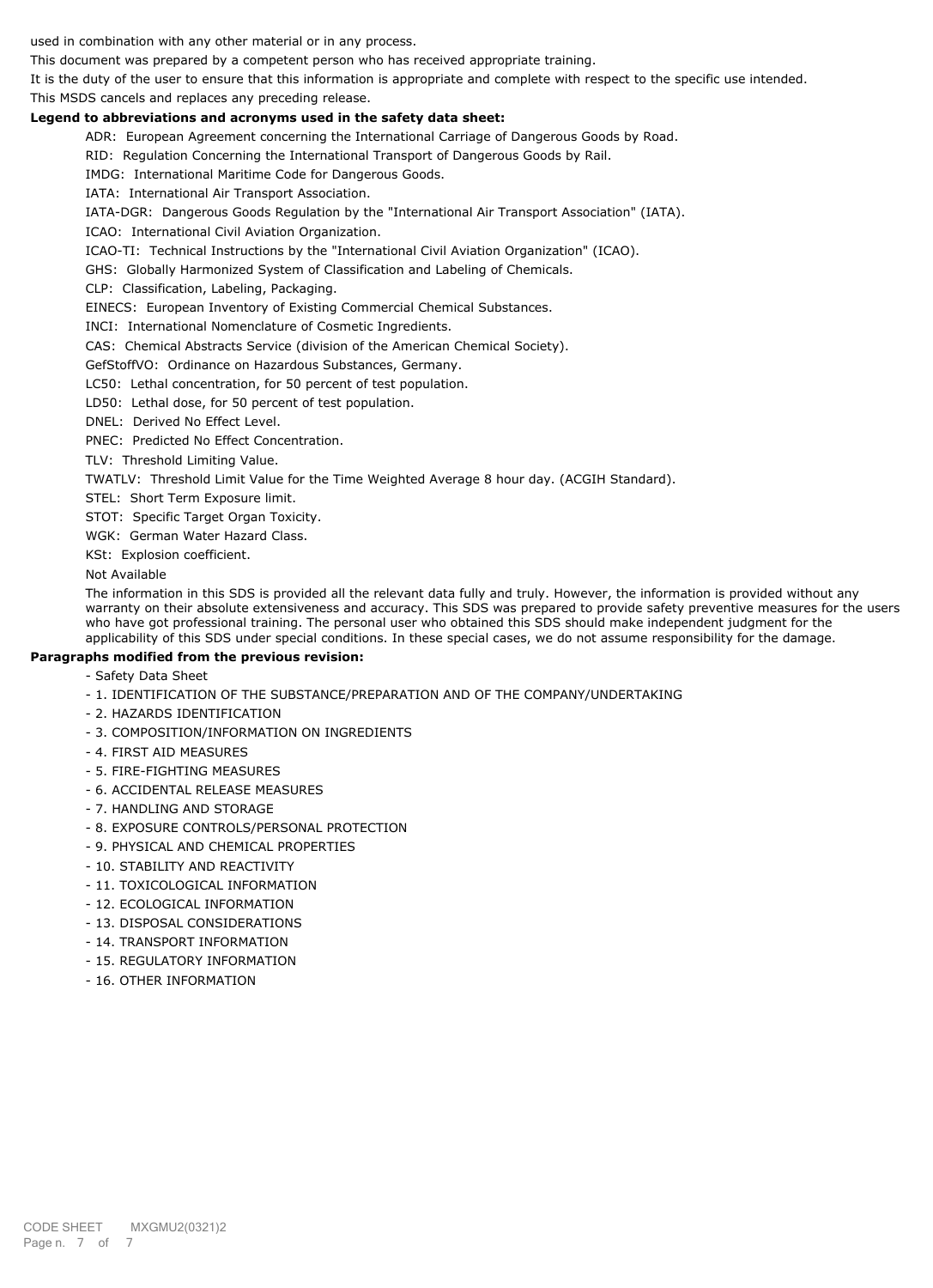used in combination with any other material or in any process.

This document was prepared by a competent person who has received appropriate training.

It is the duty of the user to ensure that this information is appropriate and complete with respect to the specific use intended.

This MSDS cancels and replaces any preceding release.

**Legend to abbreviations and acronyms used in the safety data sheet:**

ADR: European Agreement concerning the International Carriage of Dangerous Goods by Road.

RID: Regulation Concerning the International Transport of Dangerous Goods by Rail.

IMDG: International Maritime Code for Dangerous Goods.

IATA: International Air Transport Association.

IATA-DGR: Dangerous Goods Regulation by the "International Air Transport Association" (IATA).

ICAO: International Civil Aviation Organization.

ICAO-TI: Technical Instructions by the "International Civil Aviation Organization" (ICAO).

GHS: Globally Harmonized System of Classification and Labeling of Chemicals.

CLP: Classification, Labeling, Packaging.

EINECS: European Inventory of Existing Commercial Chemical Substances.

INCI: International Nomenclature of Cosmetic Ingredients.

CAS: Chemical Abstracts Service (division of the American Chemical Society).

GefStoffVO: Ordinance on Hazardous Substances, Germany.

LC50: Lethal concentration, for 50 percent of test population.

LD50: Lethal dose, for 50 percent of test population.

DNEL: Derived No Effect Level.

PNEC: Predicted No Effect Concentration.

TLV: Threshold Limiting Value.

TWATLV: Threshold Limit Value for the Time Weighted Average 8 hour day. (ACGIH Standard).

STEL: Short Term Exposure limit.

STOT: Specific Target Organ Toxicity.

WGK: German Water Hazard Class.

KSt: Explosion coefficient.

Not Available

The information in this SDS is provided all the relevant data fully and truly. However, the information is provided without any warranty on their absolute extensiveness and accuracy. This SDS was prepared to provide safety preventive measures for the users who have got professional training. The personal user who obtained this SDS should make independent judgment for the applicability of this SDS under special conditions. In these special cases, we do not assume responsibility for the damage.

**Paragraphs modified from the previous revision:**

- Safety Data Sheet
- 1. IDENTIFICATION OF THE SUBSTANCE/PREPARATION AND OF THE COMPANY/UNDERTAKING
- 2. HAZARDS IDENTIFICATION
- 3. COMPOSITION/INFORMATION ON INGREDIENTS
- 4. FIRST AID MEASURES
- 5. FIRE-FIGHTING MEASURES
- 6. ACCIDENTAL RELEASE MEASURES
- 7. HANDLING AND STORAGE
- 8. EXPOSURE CONTROLS/PERSONAL PROTECTION
- 9. PHYSICAL AND CHEMICAL PROPERTIES
- 10. STABILITY AND REACTIVITY
- 11. TOXICOLOGICAL INFORMATION
- 12. ECOLOGICAL INFORMATION
- 13. DISPOSAL CONSIDERATIONS
- 14. TRANSPORT INFORMATION
- 15. REGULATORY INFORMATION
- 16. OTHER INFORMATION